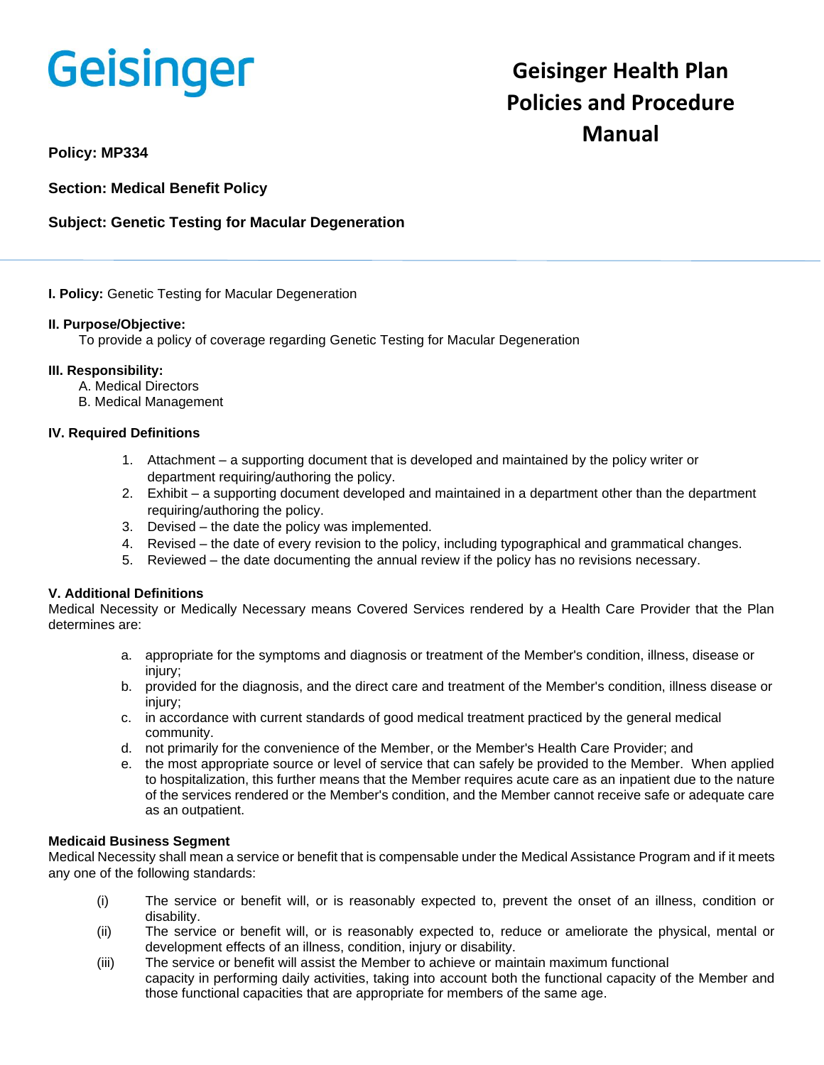Geisinger

# Geisinger Health Plan Policies and Procedure Manual

**Policy: MP334**

**Section: Medical Benefit Policy**

**Subject: Genetic Testing for Macular Degeneration**

---

**I. Policy:** Genetic Testing for Macular Degeneration

**II. Purpose/Objective:**

To provide a policy of coverage regarding Genetic Testing for Macular Degeneration

**III. Responsibility:**

A. Medical Directors
B. Medical Management

**IV. Required Definitions**

1. Attachment – a supporting document that is developed and maintained by the policy writer or department requiring/authoring the policy.
2. Exhibit – a supporting document developed and maintained in a department other than the department requiring/authoring the policy.
3. Devised – the date the policy was implemented.
4. Revised – the date of every revision to the policy, including typographical and grammatical changes.
5. Reviewed – the date documenting the annual review if the policy has no revisions necessary.

**V. Additional Definitions**

Medical Necessity or Medically Necessary means Covered Services rendered by a Health Care Provider that the Plan determines are:

a. appropriate for the symptoms and diagnosis or treatment of the Member's condition, illness, disease or injury;
b. provided for the diagnosis, and the direct care and treatment of the Member's condition, illness disease or injury;
c. in accordance with current standards of good medical treatment practiced by the general medical community.
d. not primarily for the convenience of the Member, or the Member's Health Care Provider; and
e. the most appropriate source or level of service that can safely be provided to the Member. When applied to hospitalization, this further means that the Member requires acute care as an inpatient due to the nature of the services rendered or the Member's condition, and the Member cannot receive safe or adequate care as an outpatient.

**Medicaid Business Segment**

Medical Necessity shall mean a service or benefit that is compensable under the Medical Assistance Program and if it meets any one of the following standards:

(i) The service or benefit will, or is reasonably expected to, prevent the onset of an illness, condition or disability.
(ii) The service or benefit will, or is reasonably expected to, reduce or ameliorate the physical, mental or development effects of an illness, condition, injury or disability.
(iii) The service or benefit will assist the Member to achieve or maintain maximum functional capacity in performing daily activities, taking into account both the functional capacity of the Member and those functional capacities that are appropriate for members of the same age.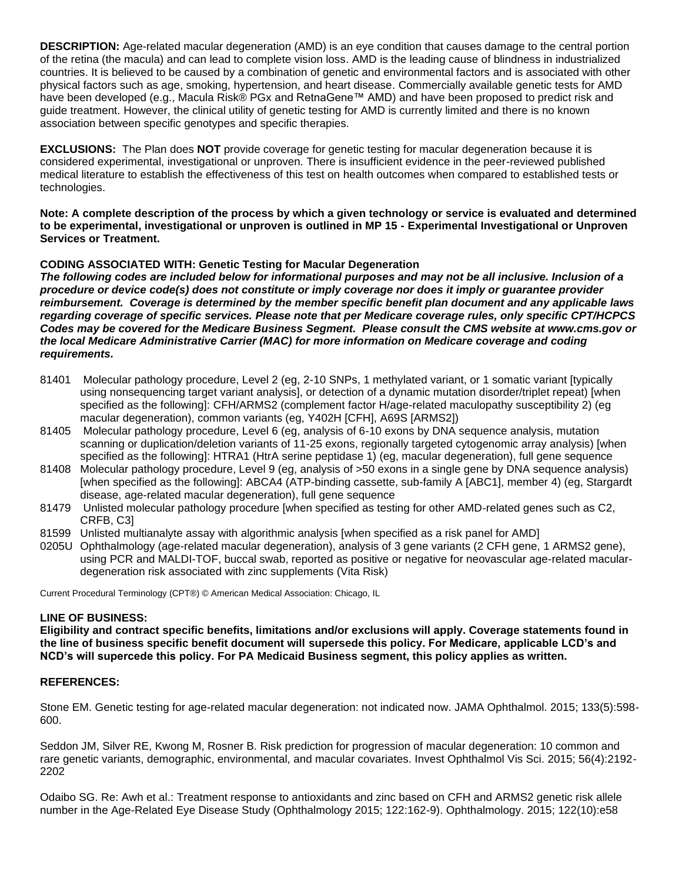**DESCRIPTION:** Age-related macular degeneration (AMD) is an eye condition that causes damage to the central portion of the retina (the macula) and can lead to complete vision loss. AMD is the leading cause of blindness in industrialized countries. It is believed to be caused by a combination of genetic and environmental factors and is associated with other physical factors such as age, smoking, hypertension, and heart disease. Commercially available genetic tests for AMD have been developed (e.g., Macula Risk® PGx and RetnaGene™ AMD) and have been proposed to predict risk and guide treatment. However, the clinical utility of genetic testing for AMD is currently limited and there is no known association between specific genotypes and specific therapies.

**EXCLUSIONS:** The Plan does **NOT** provide coverage for genetic testing for macular degeneration because it is considered experimental, investigational or unproven. There is insufficient evidence in the peer-reviewed published medical literature to establish the effectiveness of this test on health outcomes when compared to established tests or technologies.

**Note: A complete description of the process by which a given technology or service is evaluated and determined to be experimental, investigational or unproven is outlined in MP 15 - Experimental Investigational or Unproven Services or Treatment.**

**CODING ASSOCIATED WITH: Genetic Testing for Macular Degeneration**

***The following codes are included below for informational purposes and may not be all inclusive. Inclusion of a procedure or device code(s) does not constitute or imply coverage nor does it imply or guarantee provider reimbursement. Coverage is determined by the member specific benefit plan document and any applicable laws regarding coverage of specific services. Please note that per Medicare coverage rules, only specific CPT/HCPCS Codes may be covered for the Medicare Business Segment. Please consult the CMS website at www.cms.gov or the local Medicare Administrative Carrier (MAC) for more information on Medicare coverage and coding requirements.***

81401 Molecular pathology procedure, Level 2 (eg, 2-10 SNPs, 1 methylated variant, or 1 somatic variant [typically using nonsequencing target variant analysis], or detection of a dynamic mutation disorder/triplet repeat) [when specified as the following]: CFH/ARMS2 (complement factor H/age-related maculopathy susceptibility 2) (eg macular degeneration), common variants (eg, Y402H [CFH], A69S [ARMS2])

81405 Molecular pathology procedure, Level 6 (eg, analysis of 6-10 exons by DNA sequence analysis, mutation scanning or duplication/deletion variants of 11-25 exons, regionally targeted cytogenomic array analysis) [when specified as the following]: HTRA1 (HtrA serine peptidase 1) (eg, macular degeneration), full gene sequence

81408 Molecular pathology procedure, Level 9 (eg, analysis of >50 exons in a single gene by DNA sequence analysis) [when specified as the following]: ABCA4 (ATP-binding cassette, sub-family A [ABC1], member 4) (eg, Stargardt disease, age-related macular degeneration), full gene sequence

81479 Unlisted molecular pathology procedure [when specified as testing for other AMD-related genes such as C2, CRFB, C3]

81599 Unlisted multianalyte assay with algorithmic analysis [when specified as a risk panel for AMD]

0205U Ophthalmology (age-related macular degeneration), analysis of 3 gene variants (2 CFH gene, 1 ARMS2 gene), using PCR and MALDI-TOF, buccal swab, reported as positive or negative for neovascular age-related macular-degeneration risk associated with zinc supplements (Vita Risk)

Current Procedural Terminology (CPT®) © American Medical Association: Chicago, IL

**LINE OF BUSINESS:**

**Eligibility and contract specific benefits, limitations and/or exclusions will apply. Coverage statements found in the line of business specific benefit document will supersede this policy. For Medicare, applicable LCD's and NCD's will supercede this policy. For PA Medicaid Business segment, this policy applies as written.**

**REFERENCES:**

Stone EM. Genetic testing for age-related macular degeneration: not indicated now. JAMA Ophthalmol. 2015; 133(5):598-600.

Seddon JM, Silver RE, Kwong M, Rosner B. Risk prediction for progression of macular degeneration: 10 common and rare genetic variants, demographic, environmental, and macular covariates. Invest Ophthalmol Vis Sci. 2015; 56(4):2192-2202

Odaibo SG. Re: Awh et al.: Treatment response to antioxidants and zinc based on CFH and ARMS2 genetic risk allele number in the Age-Related Eye Disease Study (Ophthalmology 2015; 122:162-9). Ophthalmology. 2015; 122(10):e58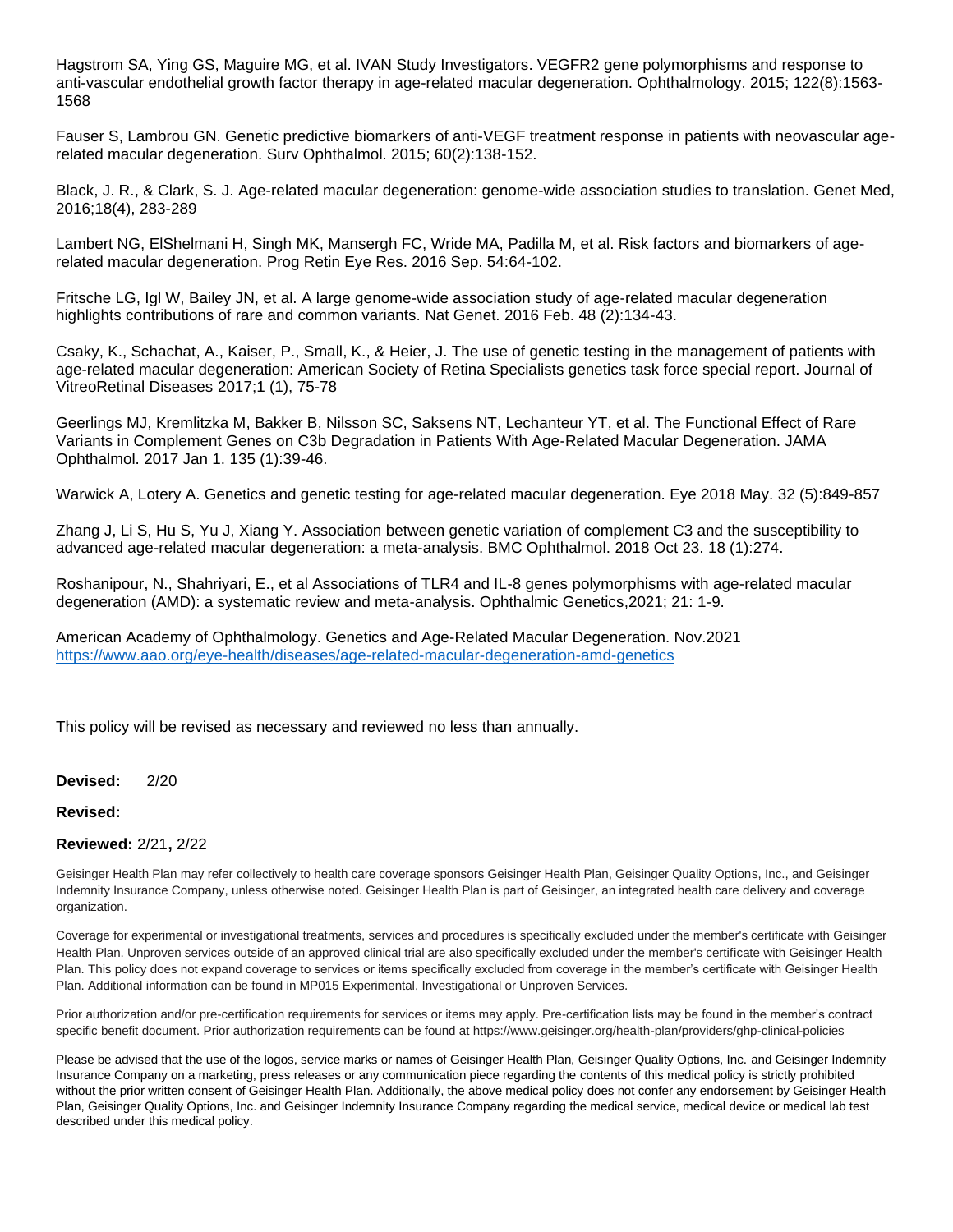Hagstrom SA, Ying GS, Maguire MG, et al. IVAN Study Investigators. VEGFR2 gene polymorphisms and response to anti-vascular endothelial growth factor therapy in age-related macular degeneration. Ophthalmology. 2015; 122(8):1563-1568

Fauser S, Lambrou GN. Genetic predictive biomarkers of anti-VEGF treatment response in patients with neovascular age-related macular degeneration. Surv Ophthalmol. 2015; 60(2):138-152.

Black, J. R., & Clark, S. J. Age-related macular degeneration: genome-wide association studies to translation. Genet Med, 2016;18(4), 283-289

Lambert NG, ElShelmani H, Singh MK, Mansergh FC, Wride MA, Padilla M, et al. Risk factors and biomarkers of age-related macular degeneration. Prog Retin Eye Res. 2016 Sep. 54:64-102.

Fritsche LG, Igl W, Bailey JN, et al. A large genome-wide association study of age-related macular degeneration highlights contributions of rare and common variants. Nat Genet. 2016 Feb. 48 (2):134-43.

Csaky, K., Schachat, A., Kaiser, P., Small, K., & Heier, J. The use of genetic testing in the management of patients with age-related macular degeneration: American Society of Retina Specialists genetics task force special report. Journal of VitreoRetinal Diseases 2017;1 (1), 75-78

Geerlings MJ, Kremlitzka M, Bakker B, Nilsson SC, Saksens NT, Lechanteur YT, et al. The Functional Effect of Rare Variants in Complement Genes on C3b Degradation in Patients With Age-Related Macular Degeneration. JAMA Ophthalmol. 2017 Jan 1. 135 (1):39-46.

Warwick A, Lotery A. Genetics and genetic testing for age-related macular degeneration. Eye 2018 May. 32 (5):849-857

Zhang J, Li S, Hu S, Yu J, Xiang Y. Association between genetic variation of complement C3 and the susceptibility to advanced age-related macular degeneration: a meta-analysis. BMC Ophthalmol. 2018 Oct 23. 18 (1):274.

Roshanipour, N., Shahriyari, E., et al Associations of TLR4 and IL-8 genes polymorphisms with age-related macular degeneration (AMD): a systematic review and meta-analysis. Ophthalmic Genetics,2021; 21: 1-9.

American Academy of Ophthalmology. Genetics and Age-Related Macular Degeneration. Nov.2021 https://www.aao.org/eye-health/diseases/age-related-macular-degeneration-amd-genetics

This policy will be revised as necessary and reviewed no less than annually.

**Devised:** 2/20

**Revised:**

**Reviewed:** 2/21**,** 2/22

Geisinger Health Plan may refer collectively to health care coverage sponsors Geisinger Health Plan, Geisinger Quality Options, Inc., and Geisinger Indemnity Insurance Company, unless otherwise noted. Geisinger Health Plan is part of Geisinger, an integrated health care delivery and coverage organization.

Coverage for experimental or investigational treatments, services and procedures is specifically excluded under the member's certificate with Geisinger Health Plan. Unproven services outside of an approved clinical trial are also specifically excluded under the member's certificate with Geisinger Health Plan. This policy does not expand coverage to services or items specifically excluded from coverage in the member's certificate with Geisinger Health Plan. Additional information can be found in MP015 Experimental, Investigational or Unproven Services.

Prior authorization and/or pre-certification requirements for services or items may apply. Pre-certification lists may be found in the member's contract specific benefit document. Prior authorization requirements can be found at https://www.geisinger.org/health-plan/providers/ghp-clinical-policies

Please be advised that the use of the logos, service marks or names of Geisinger Health Plan, Geisinger Quality Options, Inc. and Geisinger Indemnity Insurance Company on a marketing, press releases or any communication piece regarding the contents of this medical policy is strictly prohibited without the prior written consent of Geisinger Health Plan. Additionally, the above medical policy does not confer any endorsement by Geisinger Health Plan, Geisinger Quality Options, Inc. and Geisinger Indemnity Insurance Company regarding the medical service, medical device or medical lab test described under this medical policy.